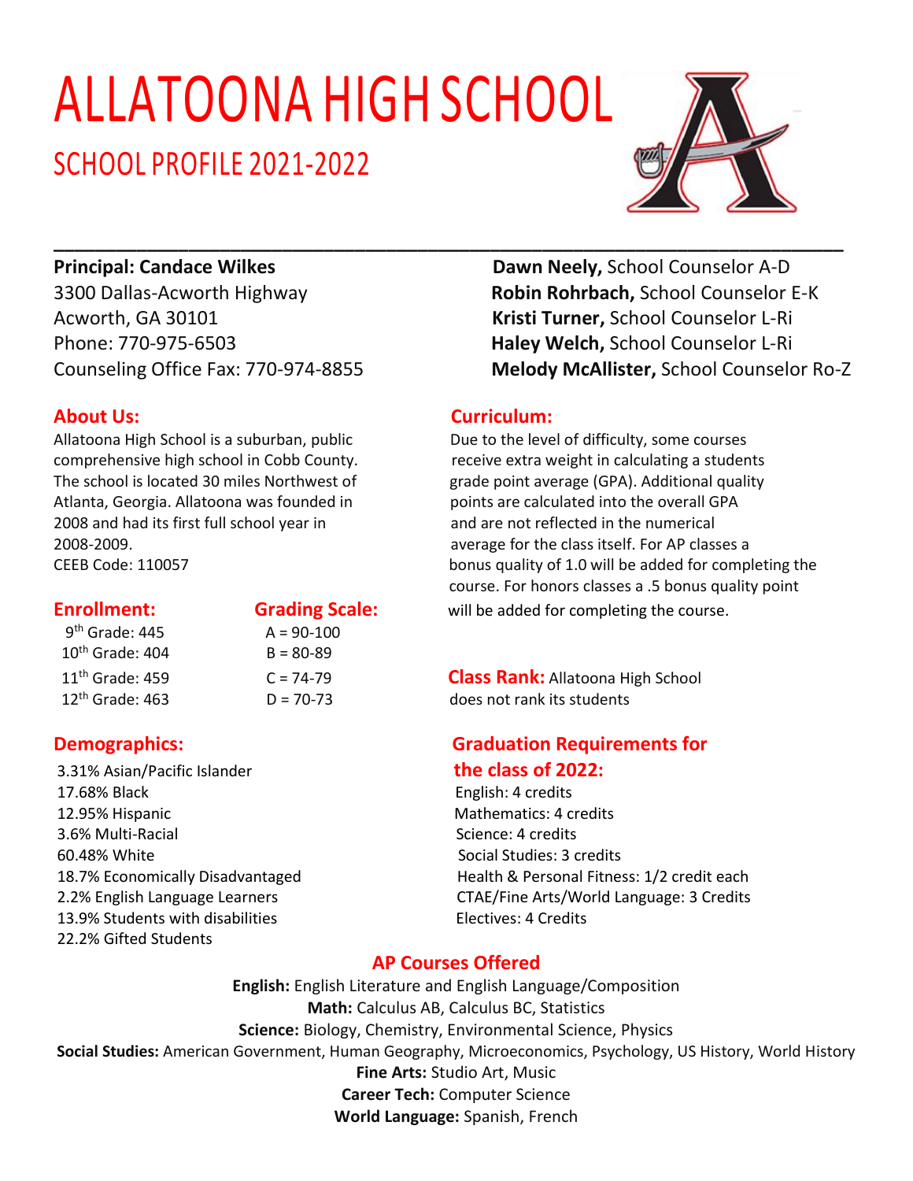# ALLATOONA HIGH SCHOOL

## SCHOOL PROFILE 2021-2022

**Principal: Candace Wilkes**
3300 Dallas-Acworth Highway
Acworth, GA 30101
Phone: 770-975-6503
Counseling Office Fax: 770-974-8855

**Dawn Neely,** School Counselor A-D
**Robin Rohrbach,** School Counselor E-K
**Kristi Turner,** School Counselor L-Ri
**Haley Welch,** School Counselor L-Ri
**Melody McAllister,** School Counselor Ro-Z

### About Us:

Allatoona High School is a suburban, public comprehensive high school in Cobb County. The school is located 30 miles Northwest of Atlanta, Georgia. Allatoona was founded in 2008 and had its first full school year in 2008-2009.
CEEB Code: 110057

### Enrollment:

9th Grade: 445
10th Grade: 404
11th Grade: 459
12th Grade: 463

### Grading Scale:

A = 90-100
B = 80-89
C = 74-79
D = 70-73

### Demographics:

3.31% Asian/Pacific Islander
17.68% Black
12.95% Hispanic
3.6% Multi-Racial
60.48% White
18.7% Economically Disadvantaged
2.2% English Language Learners
13.9% Students with disabilities
22.2% Gifted Students

### Curriculum:

Due to the level of difficulty, some courses receive extra weight in calculating a students grade point average (GPA). Additional quality points are calculated into the overall GPA and are not reflected in the numerical average for the class itself. For AP classes a bonus quality of 1.0 will be added for completing the course. For honors classes a .5 bonus quality point will be added for completing the course.

**Class Rank:** Allatoona High School does not rank its students

### Graduation Requirements for the class of 2022:

English: 4 credits
Mathematics: 4 credits
Science: 4 credits
Social Studies: 3 credits
Health & Personal Fitness: 1/2 credit each
CTAE/Fine Arts/World Language: 3 Credits
Electives: 4 Credits

### AP Courses Offered

**English:** English Literature and English Language/Composition
**Math:** Calculus AB, Calculus BC, Statistics
**Science:** Biology, Chemistry, Environmental Science, Physics
**Social Studies:** American Government, Human Geography, Microeconomics, Psychology, US History, World History
**Fine Arts:** Studio Art, Music
**Career Tech:** Computer Science
**World Language:** Spanish, French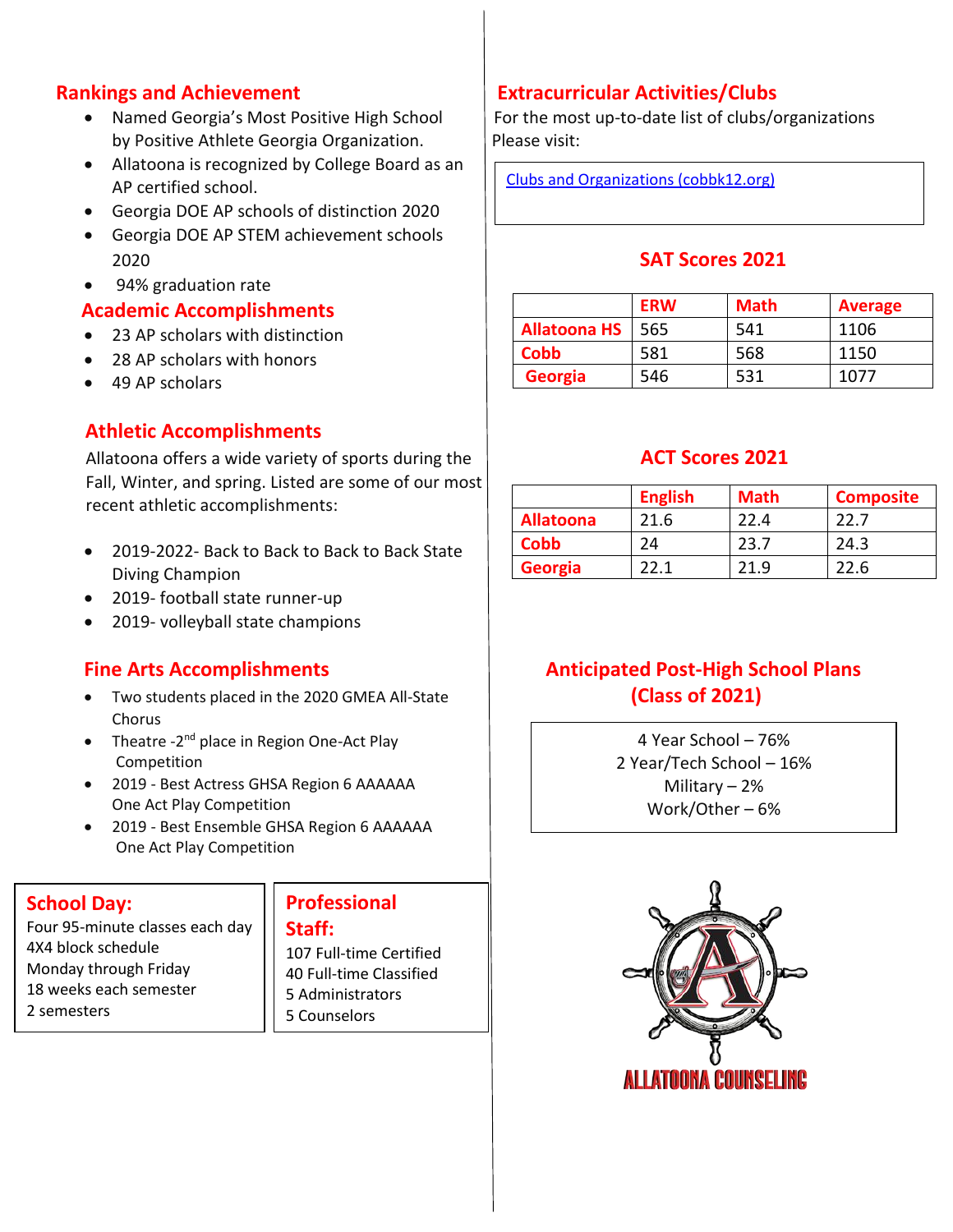## Rankings and Achievement

- Named Georgia's Most Positive High School by Positive Athlete Georgia Organization.
- Allatoona is recognized by College Board as an AP certified school.
- Georgia DOE AP schools of distinction 2020
- Georgia DOE AP STEM achievement schools 2020
- 94% graduation rate

## Academic Accomplishments

- 23 AP scholars with distinction
- 28 AP scholars with honors
- 49 AP scholars

## Athletic Accomplishments

Allatoona offers a wide variety of sports during the Fall, Winter, and spring. Listed are some of our most recent athletic accomplishments:

- 2019-2022- Back to Back to Back to Back State Diving Champion
- 2019- football state runner-up
- 2019- volleyball state champions

## Fine Arts Accomplishments

- Two students placed in the 2020 GMEA All-State Chorus
- Theatre -2nd place in Region One-Act Play Competition
- 2019 - Best Actress GHSA Region 6 AAAAAA One Act Play Competition
- 2019 - Best Ensemble GHSA Region 6 AAAAAA One Act Play Competition

## School Day:

Four 95-minute classes each day
4X4 block schedule
Monday through Friday
18 weeks each semester
2 semesters

## Professional Staff:

107 Full-time Certified
40 Full-time Classified
5 Administrators
5 Counselors

## Extracurricular Activities/Clubs

For the most up-to-date list of clubs/organizations Please visit:

Clubs and Organizations (cobbk12.org)

## SAT Scores 2021

| | ERW | Math | Average |
|---|---|---|---|
| Allatoona HS | 565 | 541 | 1106 |
| Cobb | 581 | 568 | 1150 |
| Georgia | 546 | 531 | 1077 |

## ACT Scores 2021

| | English | Math | Composite |
|---|---|---|---|
| Allatoona | 21.6 | 22.4 | 22.7 |
| Cobb | 24 | 23.7 | 24.3 |
| Georgia | 22.1 | 21.9 | 22.6 |

## Anticipated Post-High School Plans (Class of 2021)

4 Year School – 76%
2 Year/Tech School – 16%
Military – 2%
Work/Other – 6%

ALLATOONA COUNSELING